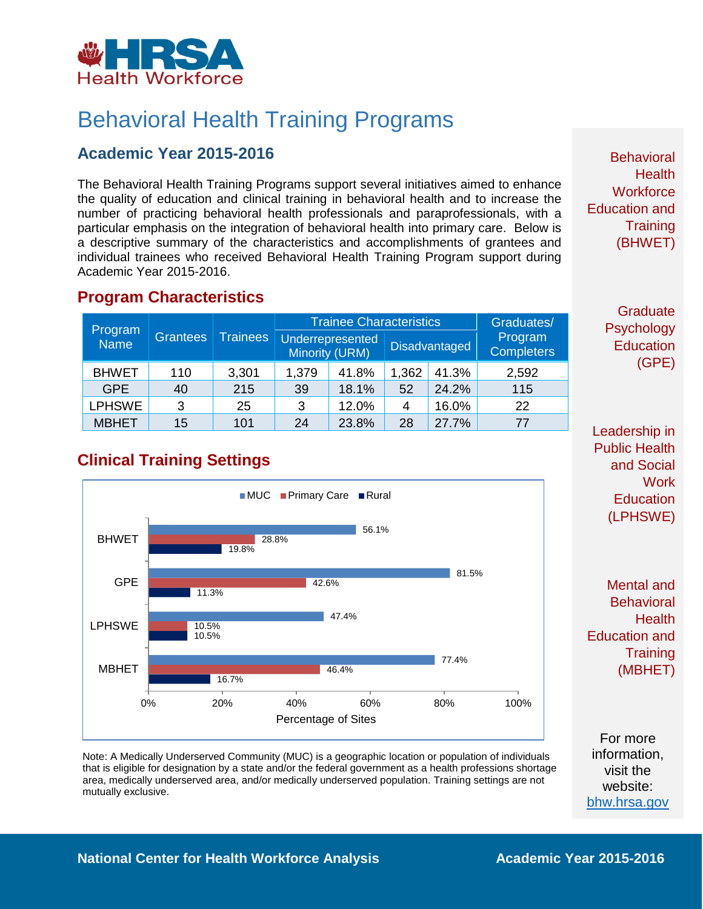HRSA Health Workforce

# Behavioral Health Training Programs

## Academic Year 2015-2016

The Behavioral Health Training Programs support several initiatives aimed to enhance the quality of education and clinical training in behavioral health and to increase the number of practicing behavioral health professionals and paraprofessionals, with a particular emphasis on the integration of behavioral health into primary care. Below is a descriptive summary of the characteristics and accomplishments of grantees and individual trainees who received Behavioral Health Training Program support during Academic Year 2015-2016.

## Program Characteristics

| Program Name | Grantees | Trainees | Trainee Characteristics | | | | Graduates/ Program Completers |
|---|---|---|---|---|---|---|---|
| | | | Underrepresented Minority (URM) | | Disadvantaged | | |
| BHWET | 110 | 3,301 | 1,379 | 41.8% | 1,362 | 41.3% | 2,592 |
| GPE | 40 | 215 | 39 | 18.1% | 52 | 24.2% | 115 |
| LPHSWE | 3 | 25 | 3 | 12.0% | 4 | 16.0% | 22 |
| MBHET | 15 | 101 | 24 | 23.8% | 28 | 27.7% | 77 |

## Clinical Training Settings

| Program | MUC | Primary Care | Rural |
|---|---|---|---|
| BHWET | 56.1% | 28.8% | 19.8% |
| GPE | 81.5% | 42.6% | 11.3% |
| LPHSWE | 47.4% | 10.5% | 10.5% |
| MBHET | 77.4% | 46.4% | 16.7% |

Percentage of Sites

Note: A Medically Underserved Community (MUC) is a geographic location or population of individuals that is eligible for designation by a state and/or the federal government as a health professions shortage area, medically underserved area, and/or medically underserved population. Training settings are not mutually exclusive.

Behavioral Health Workforce Education and Training (BHWET)

Graduate Psychology Education (GPE)

Leadership in Public Health and Social Work Education (LPHSWE)

Mental and Behavioral Health Education and Training (MBHET)

For more information, visit the website: bhw.hrsa.gov

National Center for Health Workforce Analysis

Academic Year 2015-2016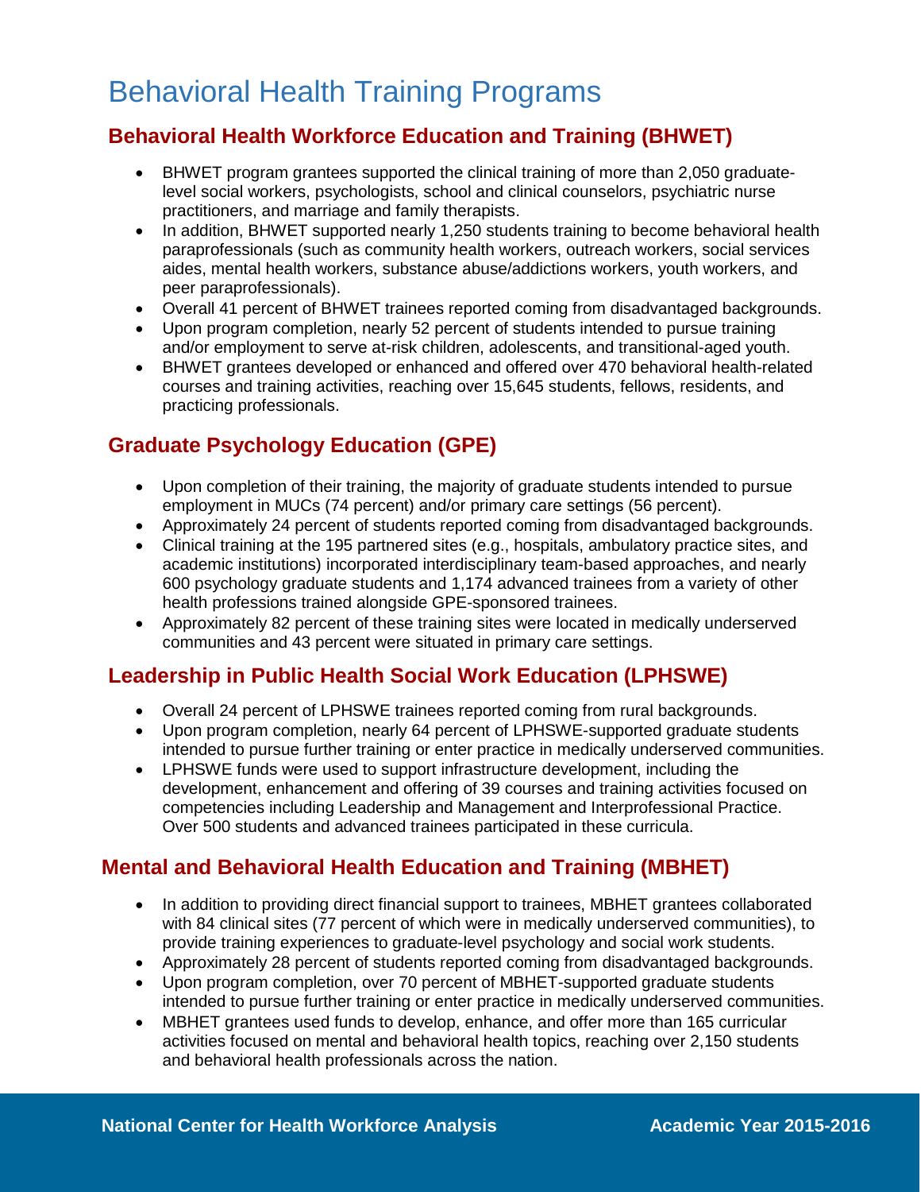# Behavioral Health Training Programs

## Behavioral Health Workforce Education and Training (BHWET)

- BHWET program grantees supported the clinical training of more than 2,050 graduate-level social workers, psychologists, school and clinical counselors, psychiatric nurse practitioners, and marriage and family therapists.
- In addition, BHWET supported nearly 1,250 students training to become behavioral health paraprofessionals (such as community health workers, outreach workers, social services aides, mental health workers, substance abuse/addictions workers, youth workers, and peer paraprofessionals).
- Overall 41 percent of BHWET trainees reported coming from disadvantaged backgrounds.
- Upon program completion, nearly 52 percent of students intended to pursue training and/or employment to serve at-risk children, adolescents, and transitional-aged youth.
- BHWET grantees developed or enhanced and offered over 470 behavioral health-related courses and training activities, reaching over 15,645 students, fellows, residents, and practicing professionals.

## Graduate Psychology Education (GPE)

- Upon completion of their training, the majority of graduate students intended to pursue employment in MUCs (74 percent) and/or primary care settings (56 percent).
- Approximately 24 percent of students reported coming from disadvantaged backgrounds.
- Clinical training at the 195 partnered sites (e.g., hospitals, ambulatory practice sites, and academic institutions) incorporated interdisciplinary team-based approaches, and nearly 600 psychology graduate students and 1,174 advanced trainees from a variety of other health professions trained alongside GPE-sponsored trainees.
- Approximately 82 percent of these training sites were located in medically underserved communities and 43 percent were situated in primary care settings.

## Leadership in Public Health Social Work Education (LPHSWE)

- Overall 24 percent of LPHSWE trainees reported coming from rural backgrounds.
- Upon program completion, nearly 64 percent of LPHSWE-supported graduate students intended to pursue further training or enter practice in medically underserved communities.
- LPHSWE funds were used to support infrastructure development, including the development, enhancement and offering of 39 courses and training activities focused on competencies including Leadership and Management and Interprofessional Practice. Over 500 students and advanced trainees participated in these curricula.

## Mental and Behavioral Health Education and Training (MBHET)

- In addition to providing direct financial support to trainees, MBHET grantees collaborated with 84 clinical sites (77 percent of which were in medically underserved communities), to provide training experiences to graduate-level psychology and social work students.
- Approximately 28 percent of students reported coming from disadvantaged backgrounds.
- Upon program completion, over 70 percent of MBHET-supported graduate students intended to pursue further training or enter practice in medically underserved communities.
- MBHET grantees used funds to develop, enhance, and offer more than 165 curricular activities focused on mental and behavioral health topics, reaching over 2,150 students and behavioral health professionals across the nation.